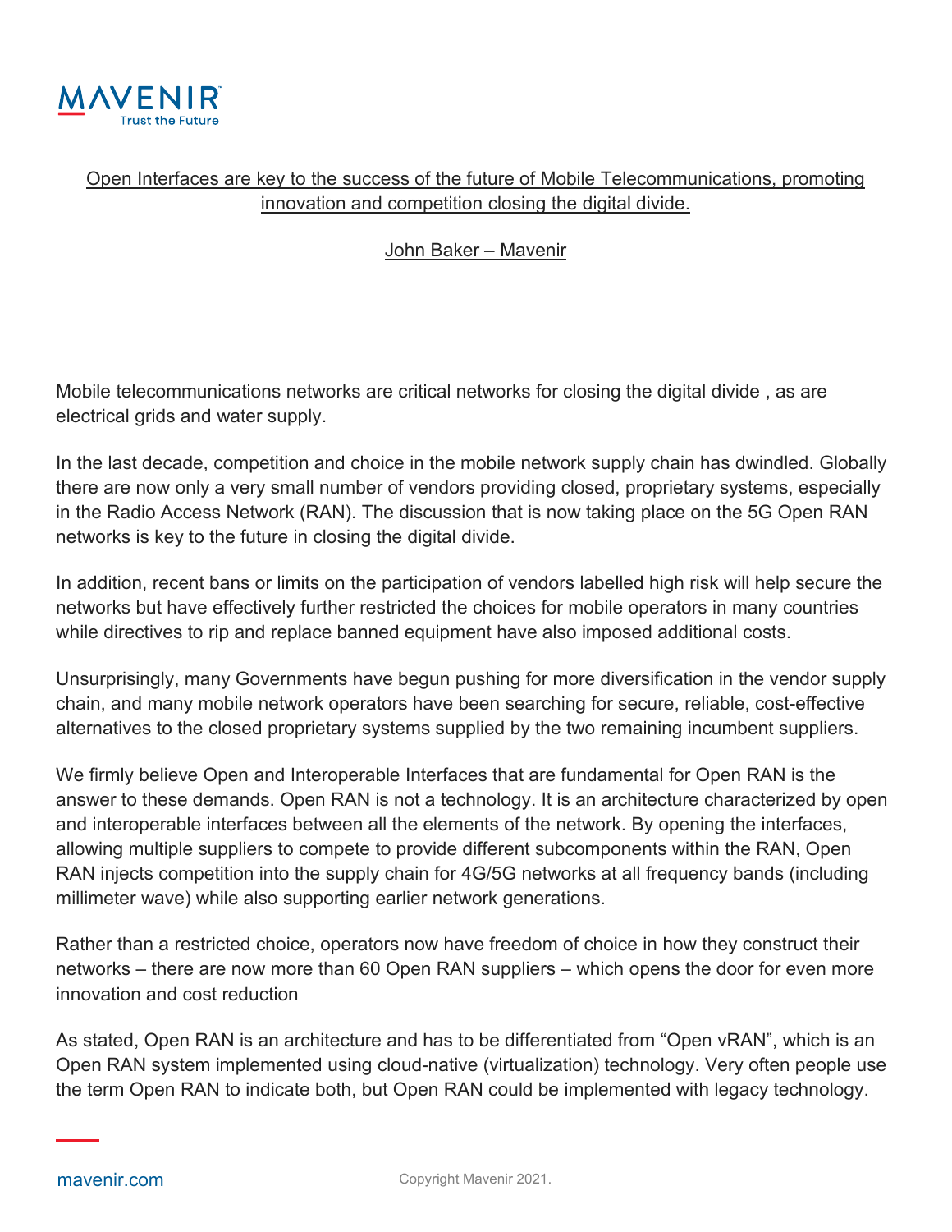# Open Interfaces are key to the success of the future of Mobile Telecommunications, promoting innovation and competition closing the digital divide.

John Baker – Mavenir

Mobile telecommunications networks are critical networks for closing the digital divide , as are electrical grids and water supply.

In the last decade, competition and choice in the mobile network supply chain has dwindled. Globally there are now only a very small number of vendors providing closed, proprietary systems, especially in the Radio Access Network (RAN). The discussion that is now taking place on the 5G Open RAN networks is key to the future in closing the digital divide.

In addition, recent bans or limits on the participation of vendors labelled high risk will help secure the networks but have effectively further restricted the choices for mobile operators in many countries while directives to rip and replace banned equipment have also imposed additional costs.

Unsurprisingly, many Governments have begun pushing for more diversification in the vendor supply chain, and many mobile network operators have been searching for secure, reliable, cost-effective alternatives to the closed proprietary systems supplied by the two remaining incumbent suppliers.

We firmly believe Open and Interoperable Interfaces that are fundamental for Open RAN is the answer to these demands. Open RAN is not a technology. It is an architecture characterized by open and interoperable interfaces between all the elements of the network. By opening the interfaces, allowing multiple suppliers to compete to provide different subcomponents within the RAN, Open RAN injects competition into the supply chain for 4G/5G networks at all frequency bands (including millimeter wave) while also supporting earlier network generations.

Rather than a restricted choice, operators now have freedom of choice in how they construct their networks – there are now more than 60 Open RAN suppliers – which opens the door for even more innovation and cost reduction

As stated, Open RAN is an architecture and has to be differentiated from "Open vRAN", which is an Open RAN system implemented using cloud-native (virtualization) technology. Very often people use the term Open RAN to indicate both, but Open RAN could be implemented with legacy technology.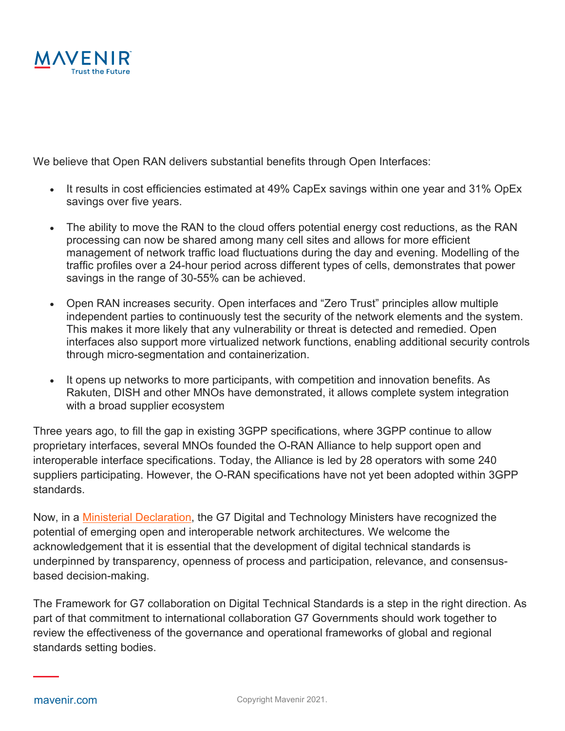We believe that Open RAN delivers substantial benefits through Open Interfaces:

- It results in cost efficiencies estimated at 49% CapEx savings within one year and 31% OpEx savings over five years.
- The ability to move the RAN to the cloud offers potential energy cost reductions, as the RAN processing can now be shared among many cell sites and allows for more efficient management of network traffic load fluctuations during the day and evening. Modelling of the traffic profiles over a 24-hour period across different types of cells, demonstrates that power savings in the range of 30-55% can be achieved.
- Open RAN increases security. Open interfaces and "Zero Trust" principles allow multiple independent parties to continuously test the security of the network elements and the system. This makes it more likely that any vulnerability or threat is detected and remedied. Open interfaces also support more virtualized network functions, enabling additional security controls through micro-segmentation and containerization.
- It opens up networks to more participants, with competition and innovation benefits. As Rakuten, DISH and other MNOs have demonstrated, it allows complete system integration with a broad supplier ecosystem

Three years ago, to fill the gap in existing 3GPP specifications, where 3GPP continue to allow proprietary interfaces, several MNOs founded the O-RAN Alliance to help support open and interoperable interface specifications. Today, the Alliance is led by 28 operators with some 240 suppliers participating. However, the O-RAN specifications have not yet been adopted within 3GPP standards.

Now, in a Ministerial Declaration, the G7 Digital and Technology Ministers have recognized the potential of emerging open and interoperable network architectures. We welcome the acknowledgement that it is essential that the development of digital technical standards is underpinned by transparency, openness of process and participation, relevance, and consensus-based decision-making.

The Framework for G7 collaboration on Digital Technical Standards is a step in the right direction. As part of that commitment to international collaboration G7 Governments should work together to review the effectiveness of the governance and operational frameworks of global and regional standards setting bodies.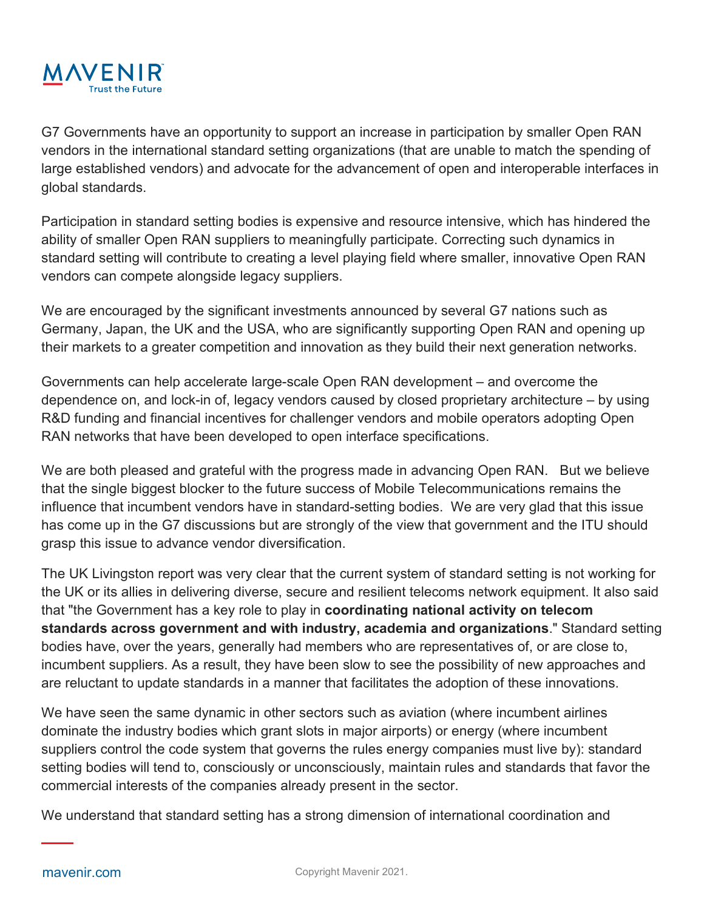G7 Governments have an opportunity to support an increase in participation by smaller Open RAN vendors in the international standard setting organizations (that are unable to match the spending of large established vendors) and advocate for the advancement of open and interoperable interfaces in global standards.

Participation in standard setting bodies is expensive and resource intensive, which has hindered the ability of smaller Open RAN suppliers to meaningfully participate. Correcting such dynamics in standard setting will contribute to creating a level playing field where smaller, innovative Open RAN vendors can compete alongside legacy suppliers.

We are encouraged by the significant investments announced by several G7 nations such as Germany, Japan, the UK and the USA, who are significantly supporting Open RAN and opening up their markets to a greater competition and innovation as they build their next generation networks.

Governments can help accelerate large-scale Open RAN development – and overcome the dependence on, and lock-in of, legacy vendors caused by closed proprietary architecture – by using R&D funding and financial incentives for challenger vendors and mobile operators adopting Open RAN networks that have been developed to open interface specifications.

We are both pleased and grateful with the progress made in advancing Open RAN. But we believe that the single biggest blocker to the future success of Mobile Telecommunications remains the influence that incumbent vendors have in standard-setting bodies. We are very glad that this issue has come up in the G7 discussions but are strongly of the view that government and the ITU should grasp this issue to advance vendor diversification.

The UK Livingston report was very clear that the current system of standard setting is not working for the UK or its allies in delivering diverse, secure and resilient telecoms network equipment. It also said that "the Government has a key role to play in **coordinating national activity on telecom standards across government and with industry, academia and organizations**." Standard setting bodies have, over the years, generally had members who are representatives of, or are close to, incumbent suppliers. As a result, they have been slow to see the possibility of new approaches and are reluctant to update standards in a manner that facilitates the adoption of these innovations.

We have seen the same dynamic in other sectors such as aviation (where incumbent airlines dominate the industry bodies which grant slots in major airports) or energy (where incumbent suppliers control the code system that governs the rules energy companies must live by): standard setting bodies will tend to, consciously or unconsciously, maintain rules and standards that favor the commercial interests of the companies already present in the sector.

We understand that standard setting has a strong dimension of international coordination and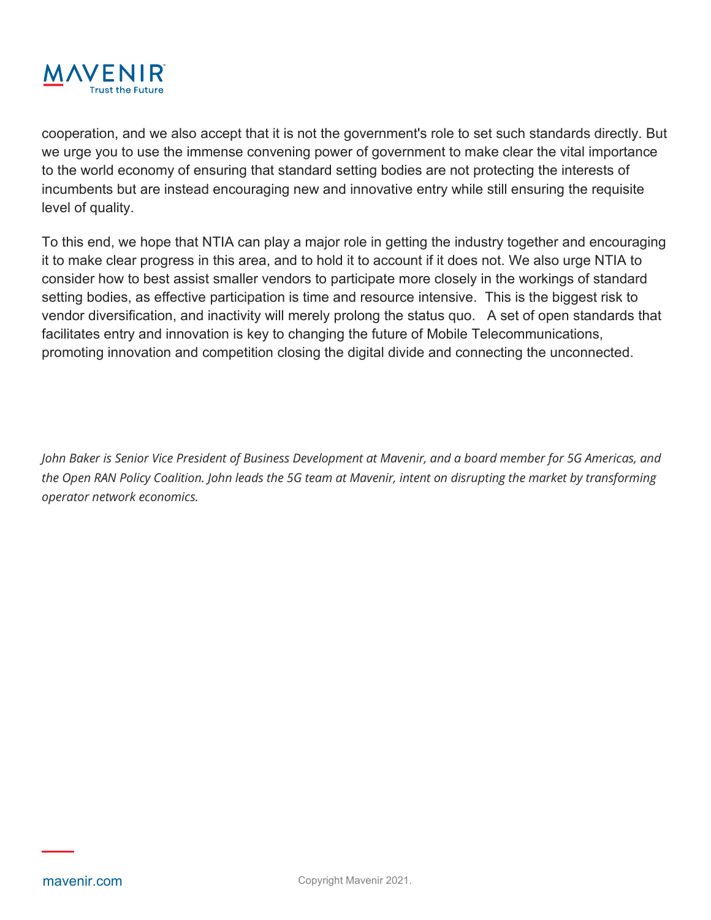cooperation, and we also accept that it is not the government's role to set such standards directly. But we urge you to use the immense convening power of government to make clear the vital importance to the world economy of ensuring that standard setting bodies are not protecting the interests of incumbents but are instead encouraging new and innovative entry while still ensuring the requisite level of quality.

To this end, we hope that NTIA can play a major role in getting the industry together and encouraging it to make clear progress in this area, and to hold it to account if it does not. We also urge NTIA to consider how to best assist smaller vendors to participate more closely in the workings of standard setting bodies, as effective participation is time and resource intensive. This is the biggest risk to vendor diversification, and inactivity will merely prolong the status quo. A set of open standards that facilitates entry and innovation is key to changing the future of Mobile Telecommunications, promoting innovation and competition closing the digital divide and connecting the unconnected.

*John Baker is Senior Vice President of Business Development at Mavenir, and a board member for 5G Americas, and the Open RAN Policy Coalition. John leads the 5G team at Mavenir, intent on disrupting the market by transforming operator network economics.*